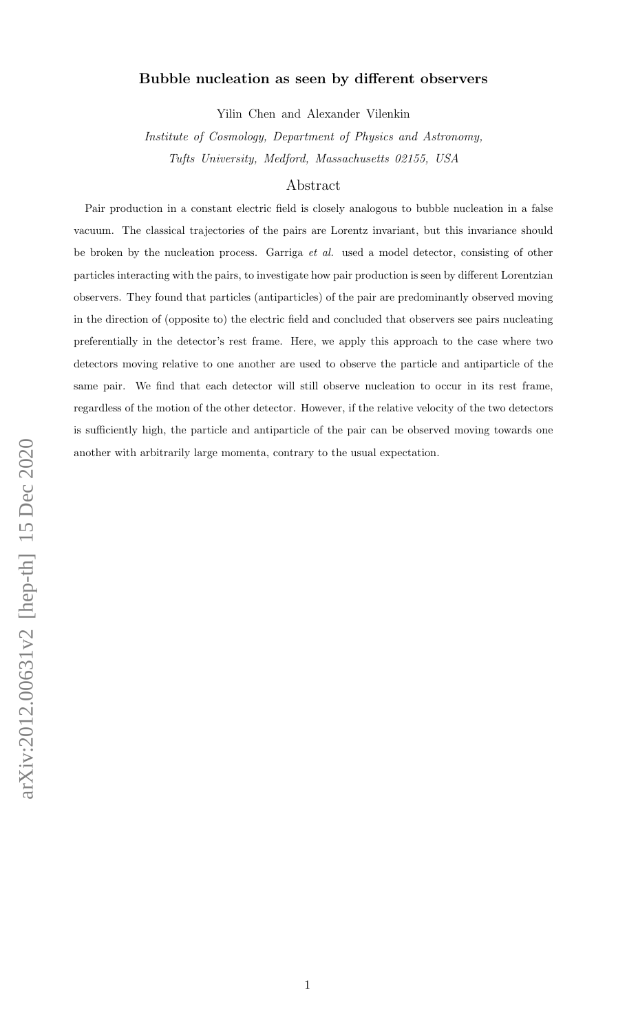# Bubble nucleation as seen by different observers

Yilin Chen and Alexander Vilenkin

*Institute of Cosmology, Department of Physics and Astronomy, Tufts University, Medford, Massachusetts 02155, USA*

## Abstract

Pair production in a constant electric field is closely analogous to bubble nucleation in a false vacuum. The classical trajectories of the pairs are Lorentz invariant, but this invariance should be broken by the nucleation process. Garriga *et al.* used a model detector, consisting of other particles interacting with the pairs, to investigate how pair production is seen by different Lorentzian observers. They found that particles (antiparticles) of the pair are predominantly observed moving in the direction of (opposite to) the electric field and concluded that observers see pairs nucleating preferentially in the detector's rest frame. Here, we apply this approach to the case where two detectors moving relative to one another are used to observe the particle and antiparticle of the same pair. We find that each detector will still observe nucleation to occur in its rest frame, regardless of the motion of the other detector. However, if the relative velocity of the two detectors is sufficiently high, the particle and antiparticle of the pair can be observed moving towards one another with arbitrarily large momenta, contrary to the usual expectation.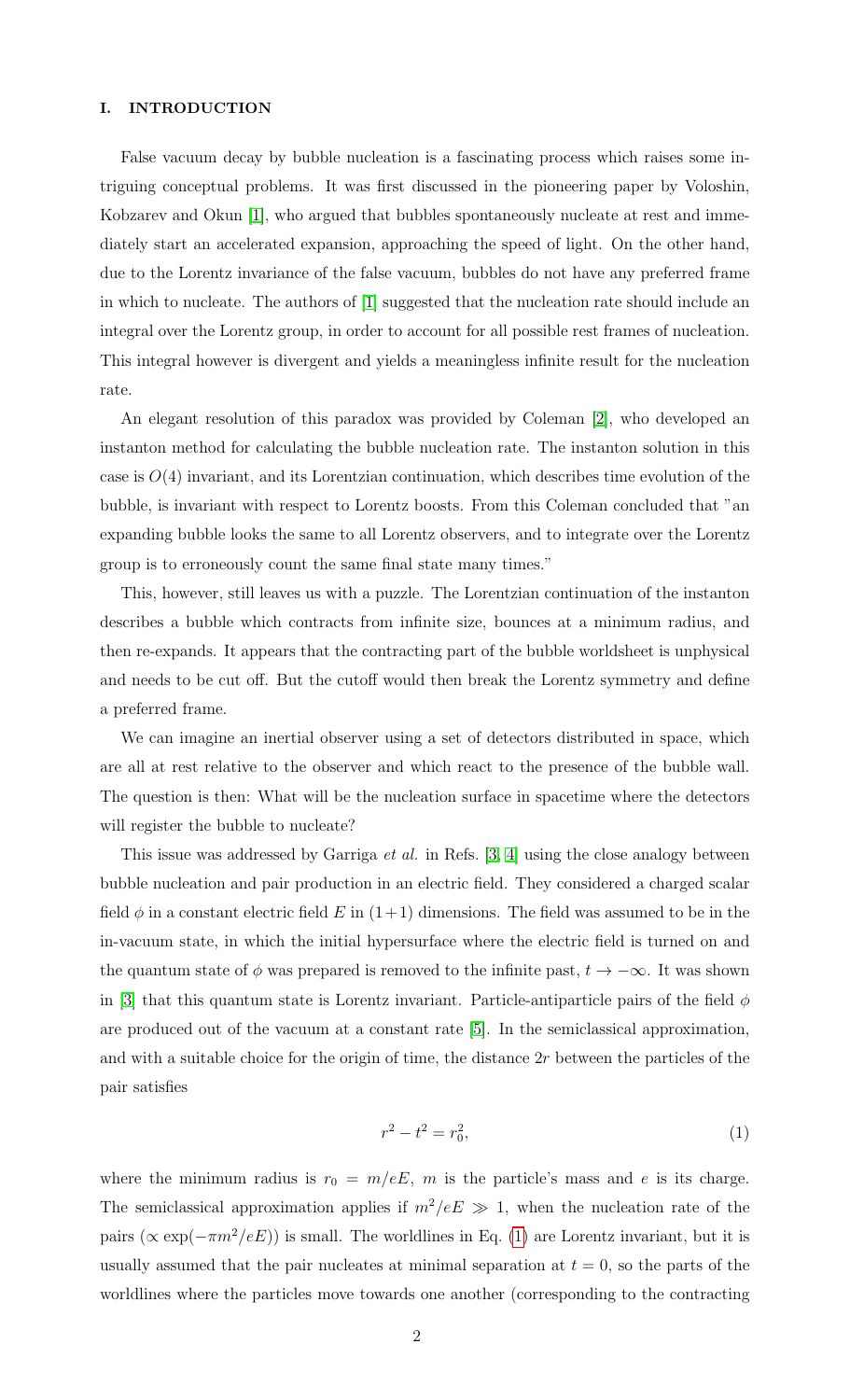## I. INTRODUCTION

False vacuum decay by bubble nucleation is a fascinating process which raises some intriguing conceptual problems. It was first discussed in the pioneering paper by Voloshin, Kobzarev and Okun [1], who argued that bubbles spontaneously nucleate at rest and immediately start an accelerated expansion, approaching the speed of light. On the other hand, due to the Lorentz invariance of the false vacuum, bubbles do not have any preferred frame in which to nucleate. The authors of [1] suggested that the nucleation rate should include an integral over the Lorentz group, in order to account for all possible rest frames of nucleation. This integral however is divergent and yields a meaningless infinite result for the nucleation rate.

An elegant resolution of this paradox was provided by Coleman [2], who developed an instanton method for calculating the bubble nucleation rate. The instanton solution in this case is $O(4)$ invariant, and its Lorentzian continuation, which describes time evolution of the bubble, is invariant with respect to Lorentz boosts. From this Coleman concluded that "an expanding bubble looks the same to all Lorentz observers, and to integrate over the Lorentz group is to erroneously count the same final state many times."

This, however, still leaves us with a puzzle. The Lorentzian continuation of the instanton describes a bubble which contracts from infinite size, bounces at a minimum radius, and then re-expands. It appears that the contracting part of the bubble worldsheet is unphysical and needs to be cut off. But the cutoff would then break the Lorentz symmetry and define a preferred frame.

We can imagine an inertial observer using a set of detectors distributed in space, which are all at rest relative to the observer and which react to the presence of the bubble wall. The question is then: What will be the nucleation surface in spacetime where the detectors will register the bubble to nucleate?

This issue was addressed by Garriga *et al.* in Refs. [3, 4] using the close analogy between bubble nucleation and pair production in an electric field. They considered a charged scalar field $\phi$ in a constant electric field $E$ in $(1+1)$ dimensions. The field was assumed to be in the in-vacuum state, in which the initial hypersurface where the electric field is turned on and the quantum state of $\phi$ was prepared is removed to the infinite past, $t \to -\infty$. It was shown in [3] that this quantum state is Lorentz invariant. Particle-antiparticle pairs of the field $\phi$ are produced out of the vacuum at a constant rate [5]. In the semiclassical approximation, and with a suitable choice for the origin of time, the distance $2r$ between the particles of the pair satisfies

$$r^2 - t^2 = r_0^2, \tag{1}$$

where the minimum radius is $r_0 = m/eE$, $m$ is the particle's mass and $e$ is its charge. The semiclassical approximation applies if $m^2/eE \gg 1$, when the nucleation rate of the pairs ($\propto \exp(-\pi m^2/eE)$) is small. The worldlines in Eq. (1) are Lorentz invariant, but it is usually assumed that the pair nucleates at minimal separation at $t = 0$, so the parts of the worldlines where the particles move towards one another (corresponding to the contracting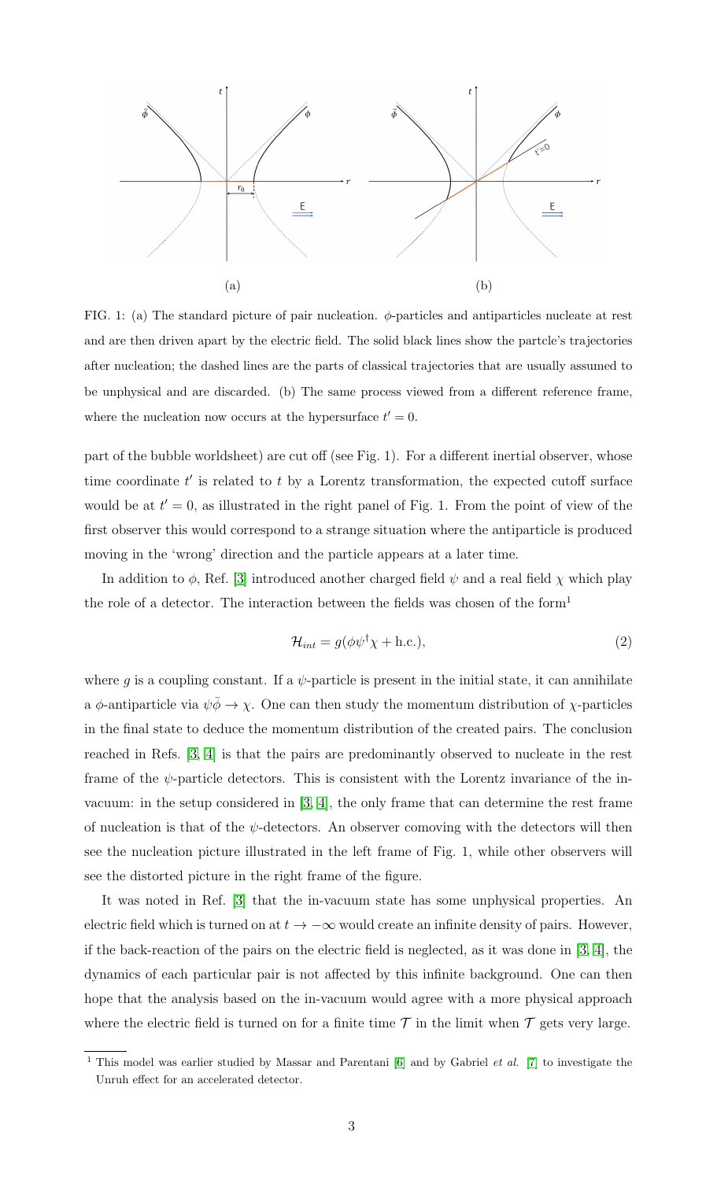FIG. 1: (a) The standard picture of pair nucleation. $\phi$-particles and antiparticles nucleate at rest and are then driven apart by the electric field. The solid black lines show the partcle's trajectories after nucleation; the dashed lines are the parts of classical trajectories that are usually assumed to be unphysical and are discarded. (b) The same process viewed from a different reference frame, where the nucleation now occurs at the hypersurface $t' = 0$.

part of the bubble worldsheet) are cut off (see Fig. 1). For a different inertial observer, whose time coordinate $t'$ is related to $t$ by a Lorentz transformation, the expected cutoff surface would be at $t' = 0$, as illustrated in the right panel of Fig. 1. From the point of view of the first observer this would correspond to a strange situation where the antiparticle is produced moving in the 'wrong' direction and the particle appears at a later time.

In addition to $\phi$, Ref. [3] introduced another charged field $\psi$ and a real field $\chi$ which play the role of a detector. The interaction between the fields was chosen of the form[1]

$$\mathcal{H}_{int} = g(\phi\psi^\dagger\chi + \text{h.c.}), \tag{2}$$

where $g$ is a coupling constant. If a $\psi$-particle is present in the initial state, it can annihilate a $\phi$-antiparticle via $\psi\bar{\phi} \to \chi$. One can then study the momentum distribution of $\chi$-particles in the final state to deduce the momentum distribution of the created pairs. The conclusion reached in Refs. [3, 4] is that the pairs are predominantly observed to nucleate in the rest frame of the $\psi$-particle detectors. This is consistent with the Lorentz invariance of the in-vacuum: in the setup considered in [3, 4], the only frame that can determine the rest frame of nucleation is that of the $\psi$-detectors. An observer comoving with the detectors will then see the nucleation picture illustrated in the left frame of Fig. 1, while other observers will see the distorted picture in the right frame of the figure.

It was noted in Ref. [3] that the in-vacuum state has some unphysical properties. An electric field which is turned on at $t \to -\infty$ would create an infinite density of pairs. However, if the back-reaction of the pairs on the electric field is neglected, as it was done in [3, 4], the dynamics of each particular pair is not affected by this infinite background. One can then hope that the analysis based on the in-vacuum would agree with a more physical approach where the electric field is turned on for a finite time $\mathcal{T}$ in the limit when $\mathcal{T}$ gets very large.

[1] This model was earlier studied by Massar and Parentani [6] and by Gabriel *et al.* [7] to investigate the Unruh effect for an accelerated detector.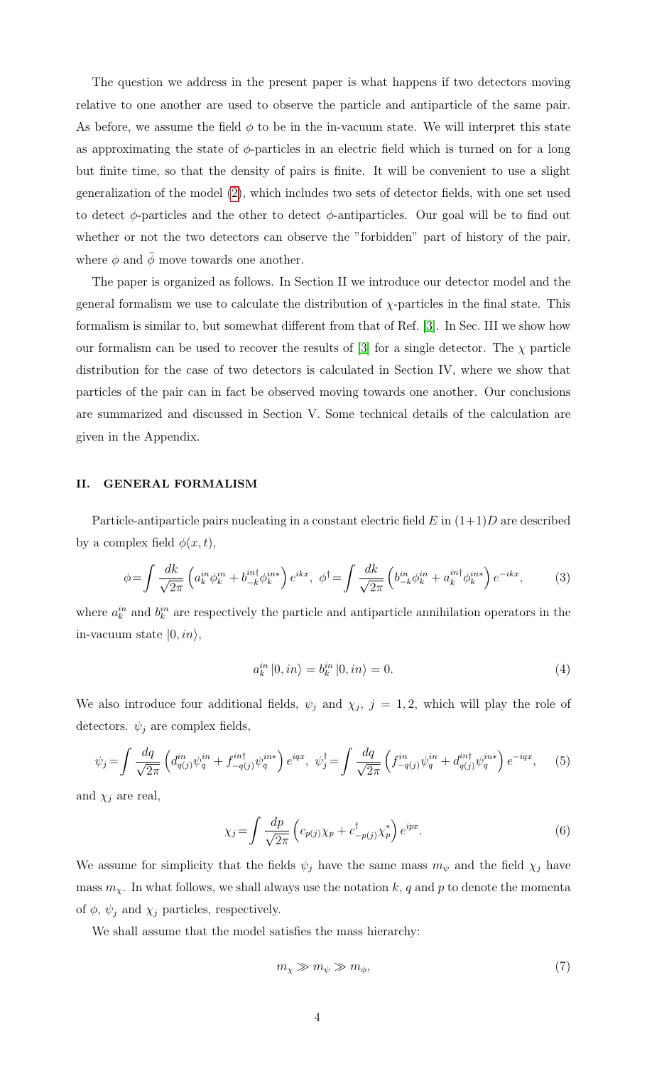The question we address in the present paper is what happens if two detectors moving relative to one another are used to observe the particle and antiparticle of the same pair. As before, we assume the field $\phi$ to be in the in-vacuum state. We will interpret this state as approximating the state of $\phi$-particles in an electric field which is turned on for a long but finite time, so that the density of pairs is finite. It will be convenient to use a slight generalization of the model (2), which includes two sets of detector fields, with one set used to detect $\phi$-particles and the other to detect $\phi$-antiparticles. Our goal will be to find out whether or not the two detectors can observe the "forbidden" part of history of the pair, where $\phi$ and $\bar{\phi}$ move towards one another.

The paper is organized as follows. In Section II we introduce our detector model and the general formalism we use to calculate the distribution of $\chi$-particles in the final state. This formalism is similar to, but somewhat different from that of Ref. [3]. In Sec. III we show how our formalism can be used to recover the results of [3] for a single detector. The $\chi$ particle distribution for the case of two detectors is calculated in Section IV, where we show that particles of the pair can in fact be observed moving towards one another. Our conclusions are summarized and discussed in Section V. Some technical details of the calculation are given in the Appendix.

## II. GENERAL FORMALISM

Particle-antiparticle pairs nucleating in a constant electric field $E$ in $(1+1)D$ are described by a complex field $\phi(x,t)$,

$$\phi = \int \frac{dk}{\sqrt{2\pi}} \left( a_k^{in} \phi_k^{in} + b_{-k}^{in\dagger} \phi_k^{in*} \right) e^{ikx}, \;\; \phi^\dagger = \int \frac{dk}{\sqrt{2\pi}} \left( b_{-k}^{in} \phi_k^{in} + a_k^{in\dagger} \phi_k^{in*} \right) e^{-ikx}, \tag{3}$$

where $a_k^{in}$ and $b_k^{in}$ are respectively the particle and antiparticle annihilation operators in the in-vacuum state $|0, in\rangle$,

$$a_k^{in} |0, in\rangle = b_k^{in} |0, in\rangle = 0. \tag{4}$$

We also introduce four additional fields, $\psi_j$ and $\chi_j$, $j = 1, 2$, which will play the role of detectors. $\psi_j$ are complex fields,

$$\psi_j = \int \frac{dq}{\sqrt{2\pi}} \left( d_{q(j)}^{in} \psi_q^{in} + f_{-q(j)}^{in\dagger} \psi_q^{in*} \right) e^{iqx}, \;\; \psi_j^\dagger = \int \frac{dq}{\sqrt{2\pi}} \left( f_{-q(j)}^{in} \psi_q^{in} + d_{q(j)}^{in\dagger} \psi_q^{in*} \right) e^{-iqx}, \tag{5}$$

and $\chi_j$ are real,

$$\chi_j = \int \frac{dp}{\sqrt{2\pi}} \left( c_{p(j)} \chi_p + c_{-p(j)}^\dagger \chi_p^* \right) e^{ipx}. \tag{6}$$

We assume for simplicity that the fields $\psi_j$ have the same mass $m_\psi$ and the field $\chi_j$ have mass $m_\chi$. In what follows, we shall always use the notation $k$, $q$ and $p$ to denote the momenta of $\phi$, $\psi_j$ and $\chi_j$ particles, respectively.

We shall assume that the model satisfies the mass hierarchy:

$$m_\chi \gg m_\psi \gg m_\phi, \tag{7}$$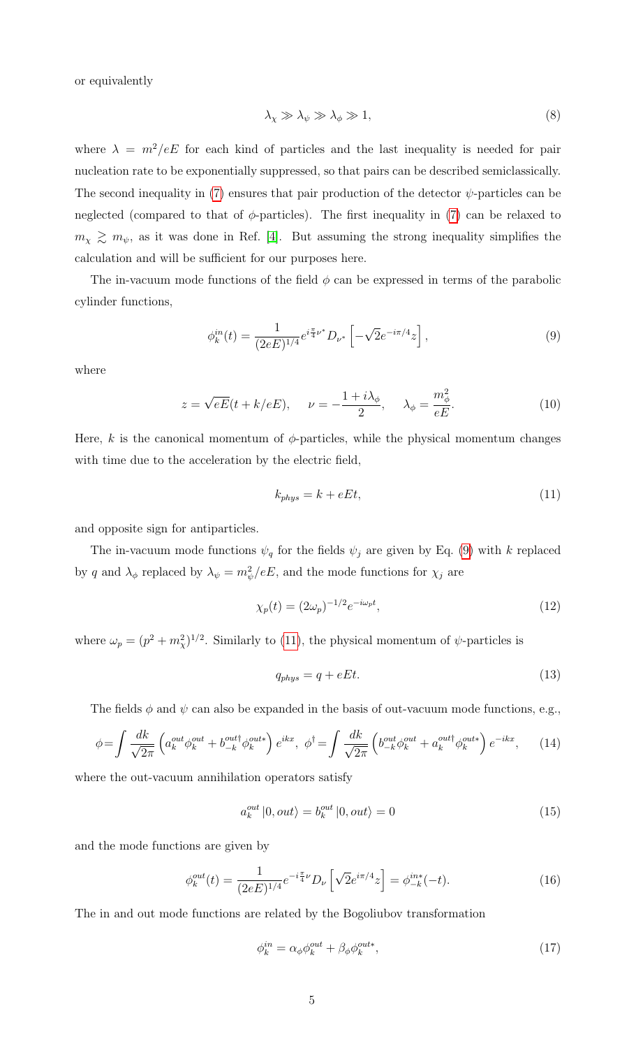or equivalently

$$\lambda_\chi \gg \lambda_\psi \gg \lambda_\phi \gg 1, \tag{8}$$

where $\lambda = m^2/eE$ for each kind of particles and the last inequality is needed for pair nucleation rate to be exponentially suppressed, so that pairs can be described semiclassically. The second inequality in (7) ensures that pair production of the detector $\psi$-particles can be neglected (compared to that of $\phi$-particles). The first inequality in (7) can be relaxed to $m_\chi \gtrsim m_\psi$, as it was done in Ref. [4]. But assuming the strong inequality simplifies the calculation and will be sufficient for our purposes here.

The in-vacuum mode functions of the field $\phi$ can be expressed in terms of the parabolic cylinder functions,

$$\phi_k^{in}(t) = \frac{1}{(2eE)^{1/4}} e^{i\frac{\pi}{4}\nu^*} D_{\nu^*}\left[-\sqrt{2}e^{-i\pi/4}z\right], \tag{9}$$

where

$$z = \sqrt{eE}(t + k/eE), \quad \nu = -\frac{1+i\lambda_\phi}{2}, \quad \lambda_\phi = \frac{m_\phi^2}{eE}. \tag{10}$$

Here, $k$ is the canonical momentum of $\phi$-particles, while the physical momentum changes with time due to the acceleration by the electric field,

$$k_{phys} = k + eEt, \tag{11}$$

and opposite sign for antiparticles.

The in-vacuum mode functions $\psi_q$ for the fields $\psi_j$ are given by Eq. (9) with $k$ replaced by $q$ and $\lambda_\phi$ replaced by $\lambda_\psi = m_\psi^2/eE$, and the mode functions for $\chi_j$ are

$$\chi_p(t) = (2\omega_p)^{-1/2} e^{-i\omega_p t}, \tag{12}$$

where $\omega_p = (p^2 + m_\chi^2)^{1/2}$. Similarly to (11), the physical momentum of $\psi$-particles is

$$q_{phys} = q + eEt. \tag{13}$$

The fields $\phi$ and $\psi$ can also be expanded in the basis of out-vacuum mode functions, e.g.,

$$\phi = \int \frac{dk}{\sqrt{2\pi}} \left(a_k^{out}\phi_k^{out} + b_{-k}^{out\dagger}\phi_k^{out*}\right)e^{ikx}, \ \phi^\dagger = \int \frac{dk}{\sqrt{2\pi}} \left(b_{-k}^{out}\phi_k^{out} + a_k^{out\dagger}\phi_k^{out*}\right)e^{-ikx}, \tag{14}$$

where the out-vacuum annihilation operators satisfy

$$a_k^{out}|0, out\rangle = b_k^{out}|0, out\rangle = 0 \tag{15}$$

and the mode functions are given by

$$\phi_k^{out}(t) = \frac{1}{(2eE)^{1/4}} e^{-i\frac{\pi}{4}\nu} D_\nu\left[\sqrt{2}e^{i\pi/4}z\right] = \phi_{-k}^{in*}(-t). \tag{16}$$

The in and out mode functions are related by the Bogoliubov transformation

$$\phi_k^{in} = \alpha_\phi\phi_k^{out} + \beta_\phi\phi_k^{out*}, \tag{17}$$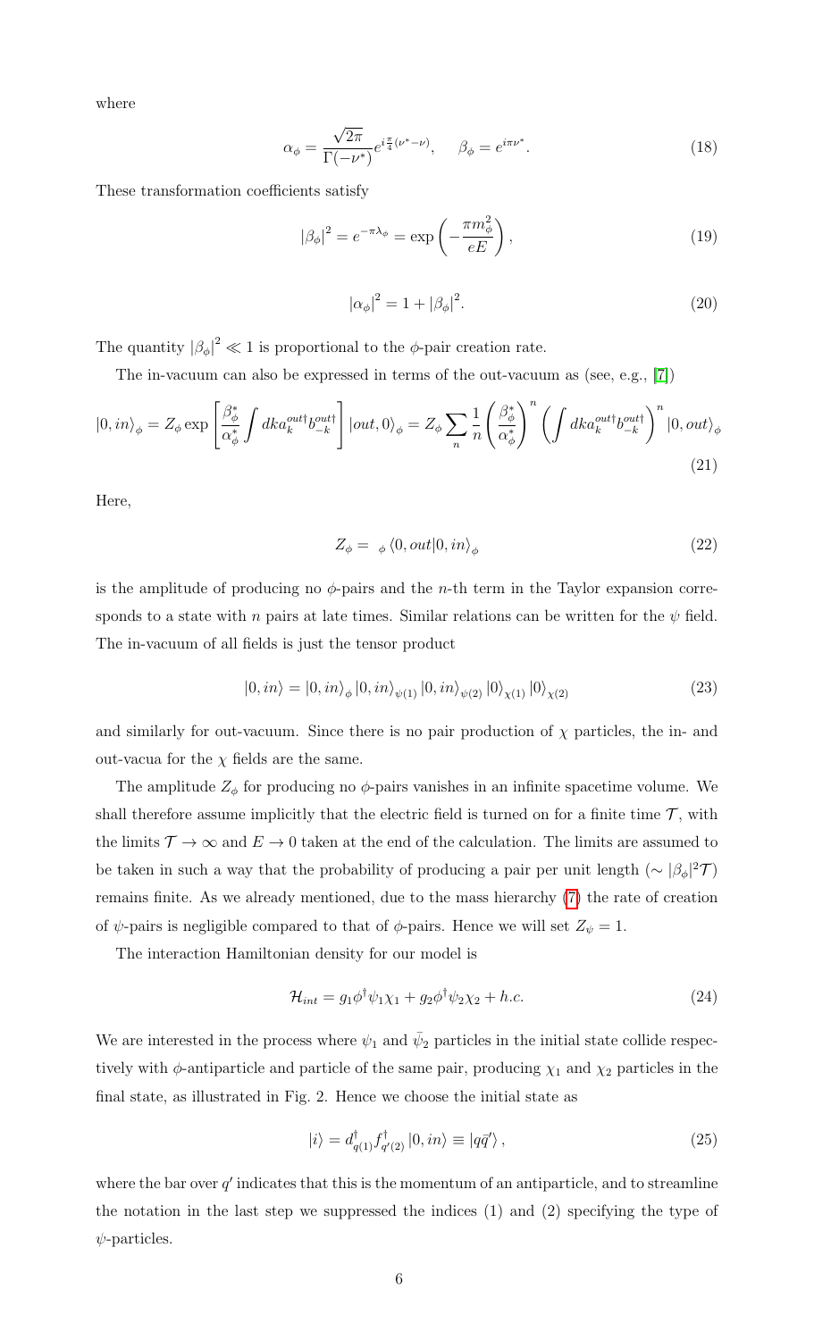where

$$\alpha_\phi = \frac{\sqrt{2\pi}}{\Gamma(-\nu^*)} e^{i\frac{\pi}{4}(\nu^* - \nu)}, \quad \beta_\phi = e^{i\pi\nu^*}. \tag{18}$$

These transformation coefficients satisfy

$$|\beta_\phi|^2 = e^{-\pi\lambda_\phi} = \exp\left(-\frac{\pi m_\phi^2}{eE}\right), \tag{19}$$

$$|\alpha_\phi|^2 = 1 + |\beta_\phi|^2. \tag{20}$$

The quantity $|\beta_\phi|^2 \ll 1$ is proportional to the $\phi$-pair creation rate.

The in-vacuum can also be expressed in terms of the out-vacuum as (see, e.g., [7])

$$|0, in\rangle_\phi = Z_\phi \exp\left[\frac{\beta_\phi^*}{\alpha_\phi^*}\int dk a_k^{out\dagger} b_{-k}^{out\dagger}\right] |out, 0\rangle_\phi = Z_\phi \sum_n \frac{1}{n}\left(\frac{\beta_\phi^*}{\alpha_\phi^*}\right)^n \left(\int dk a_k^{out\dagger} b_{-k}^{out\dagger}\right)^n |0, out\rangle_\phi \tag{21}$$

Here,

$$Z_\phi = {}_\phi\langle 0, out|0, in\rangle_\phi \tag{22}$$

is the amplitude of producing no $\phi$-pairs and the $n$-th term in the Taylor expansion corresponds to a state with $n$ pairs at late times. Similar relations can be written for the $\psi$ field. The in-vacuum of all fields is just the tensor product

$$|0, in\rangle = |0, in\rangle_\phi |0, in\rangle_{\psi(1)} |0, in\rangle_{\psi(2)} |0\rangle_{\chi(1)} |0\rangle_{\chi(2)} \tag{23}$$

and similarly for out-vacuum. Since there is no pair production of $\chi$ particles, the in- and out-vacua for the $\chi$ fields are the same.

The amplitude $Z_\phi$ for producing no $\phi$-pairs vanishes in an infinite spacetime volume. We shall therefore assume implicitly that the electric field is turned on for a finite time $\mathcal{T}$, with the limits $\mathcal{T} \to \infty$ and $E \to 0$ taken at the end of the calculation. The limits are assumed to be taken in such a way that the probability of producing a pair per unit length ($\sim |\beta_\phi|^2 \mathcal{T}$) remains finite. As we already mentioned, due to the mass hierarchy (7) the rate of creation of $\psi$-pairs is negligible compared to that of $\phi$-pairs. Hence we will set $Z_\psi = 1$.

The interaction Hamiltonian density for our model is

$$\mathcal{H}_{int} = g_1 \phi^\dagger \psi_1 \chi_1 + g_2 \phi^\dagger \psi_2 \chi_2 + h.c. \tag{24}$$

We are interested in the process where $\psi_1$ and $\bar{\psi}_2$ particles in the initial state collide respectively with $\phi$-antiparticle and particle of the same pair, producing $\chi_1$ and $\chi_2$ particles in the final state, as illustrated in Fig. 2. Hence we choose the initial state as

$$|i\rangle = d_{q(1)}^\dagger f_{q'(2)}^\dagger |0, in\rangle \equiv |q\bar{q}'\rangle, \tag{25}$$

where the bar over $q'$ indicates that this is the momentum of an antiparticle, and to streamline the notation in the last step we suppressed the indices (1) and (2) specifying the type of $\psi$-particles.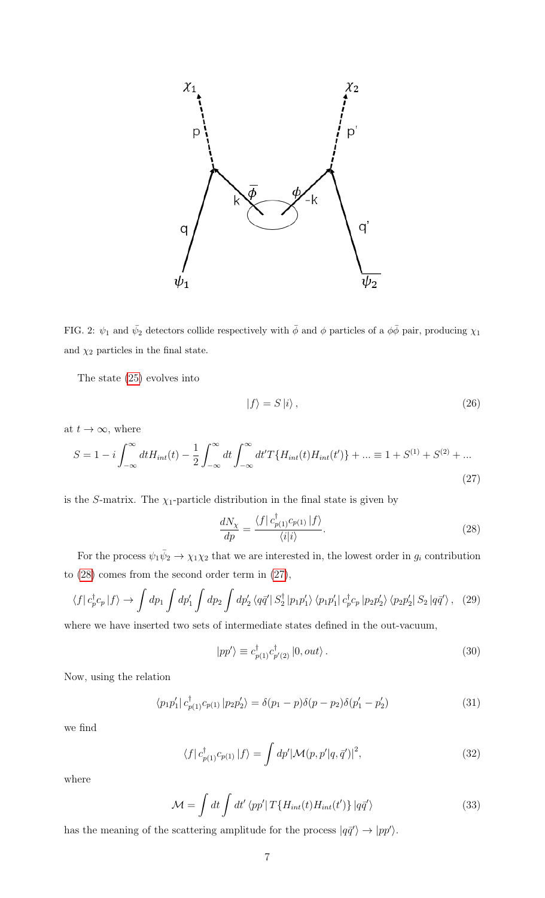FIG. 2: $\psi_1$ and $\bar{\psi}_2$ detectors collide respectively with $\bar{\phi}$ and $\phi$ particles of a $\phi\bar{\phi}$ pair, producing $\chi_1$ and $\chi_2$ particles in the final state.

The state (25) evolves into

$$|f\rangle = S\,|i\rangle\,, \tag{26}$$

at $t \to \infty$, where

$$S = 1 - i\int_{-\infty}^{\infty} dt H_{int}(t) - \frac{1}{2}\int_{-\infty}^{\infty} dt \int_{-\infty}^{\infty} dt' T\{H_{int}(t)H_{int}(t')\} + ... \equiv 1 + S^{(1)} + S^{(2)} + ... \tag{27}$$

is the $S$-matrix. The $\chi_1$-particle distribution in the final state is given by

$$\frac{dN_\chi}{dp} = \frac{\langle f|\, c^\dagger_{p(1)} c_{p(1)}\, |f\rangle}{\langle i|i\rangle}. \tag{28}$$

For the process $\psi_1\bar{\psi}_2 \to \chi_1\chi_2$ that we are interested in, the lowest order in $g_i$ contribution to (28) comes from the second order term in (27),

$$\langle f|\, c^\dagger_p c_p\, |f\rangle \to \int dp_1 \int dp_1' \int dp_2 \int dp_2'\, \langle q\bar{q}'|\, S_2^\dagger\, |p_1 p_1'\rangle\, \langle p_1 p_1'|\, c^\dagger_p c_p\, |p_2 p_2'\rangle\, \langle p_2 p_2'|\, S_2\, |q\bar{q}'\rangle\,, \tag{29}$$

where we have inserted two sets of intermediate states defined in the out-vacuum,

$$|pp'\rangle \equiv c^\dagger_{p(1)} c^\dagger_{p'(2)}\, |0, out\rangle\,. \tag{30}$$

Now, using the relation

$$\langle p_1 p_1'|\, c^\dagger_{p(1)} c_{p(1)}\, |p_2 p_2'\rangle = \delta(p_1 - p)\delta(p - p_2)\delta(p_1' - p_2') \tag{31}$$

we find

$$\langle f|\, c^\dagger_{p(1)} c_{p(1)}\, |f\rangle = \int dp' |\mathcal{M}(p, p'|q, \bar{q}')|^2, \tag{32}$$

where

$$\mathcal{M} = \int dt \int dt'\, \langle pp'|\, T\{H_{int}(t)H_{int}(t')\}\, |q\bar{q}'\rangle \tag{33}$$

has the meaning of the scattering amplitude for the process $|q\bar{q}'\rangle \to |pp'\rangle$.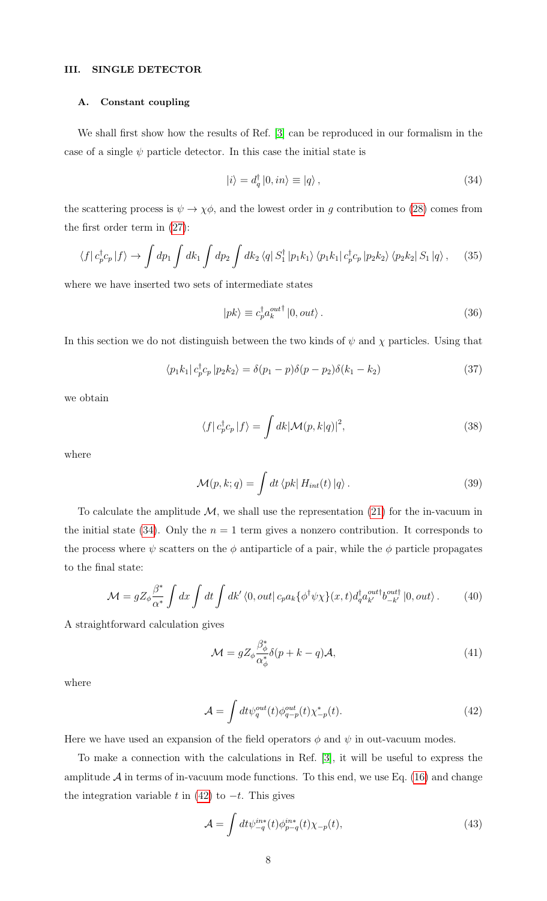## III. SINGLE DETECTOR

### A. Constant coupling

We shall first show how the results of Ref. [3] can be reproduced in our formalism in the case of a single $\psi$ particle detector. In this case the initial state is

$$|i\rangle = d_q^\dagger |0, in\rangle \equiv |q\rangle\,, \tag{34}$$

the scattering process is $\psi \to \chi\phi$, and the lowest order in $g$ contribution to (28) comes from the first order term in (27):

$$\langle f| c_p^\dagger c_p |f\rangle \to \int dp_1 \int dk_1 \int dp_2 \int dk_2 \, \langle q| S_1^\dagger |p_1 k_1\rangle \, \langle p_1 k_1| c_p^\dagger c_p |p_2 k_2\rangle \, \langle p_2 k_2| S_1 |q\rangle\,, \tag{35}$$

where we have inserted two sets of intermediate states

$$|pk\rangle \equiv c_p^\dagger a_k^{out\dagger} |0, out\rangle\,. \tag{36}$$

In this section we do not distinguish between the two kinds of $\psi$ and $\chi$ particles. Using that

$$\langle p_1 k_1| c_p^\dagger c_p |p_2 k_2\rangle = \delta(p_1 - p)\delta(p - p_2)\delta(k_1 - k_2) \tag{37}$$

we obtain

$$\langle f| c_p^\dagger c_p |f\rangle = \int dk |\mathcal{M}(p, k|q)|^2, \tag{38}$$

where

$$\mathcal{M}(p, k; q) = \int dt \, \langle pk| H_{int}(t) |q\rangle\,. \tag{39}$$

To calculate the amplitude $\mathcal{M}$, we shall use the representation (21) for the in-vacuum in the initial state (34). Only the $n = 1$ term gives a nonzero contribution. It corresponds to the process where $\psi$ scatters on the $\phi$ antiparticle of a pair, while the $\phi$ particle propagates to the final state:

$$\mathcal{M} = g Z_\phi \frac{\beta^*}{\alpha^*} \int dx \int dt \int dk' \, \langle 0, out| c_p a_k \{\phi^\dagger \psi \chi\}(x, t) d_q^\dagger a_{k'}^{out\dagger} b_{-k'}^{out\dagger} |0, out\rangle\,. \tag{40}$$

A straightforward calculation gives

$$\mathcal{M} = g Z_\phi \frac{\beta_\phi^*}{\alpha_\phi^*} \delta(p + k - q)\mathcal{A}, \tag{41}$$

where

$$\mathcal{A} = \int dt \psi_q^{out}(t) \phi_{q-p}^{out}(t) \chi_{-p}^*(t). \tag{42}$$

Here we have used an expansion of the field operators $\phi$ and $\psi$ in out-vacuum modes.

To make a connection with the calculations in Ref. [3], it will be useful to express the amplitude $\mathcal{A}$ in terms of in-vacuum mode functions. To this end, we use Eq. (16) and change the integration variable $t$ in (42) to $-t$. This gives

$$\mathcal{A} = \int dt \psi_{-q}^{in*}(t) \phi_{p-q}^{in*}(t) \chi_{-p}(t), \tag{43}$$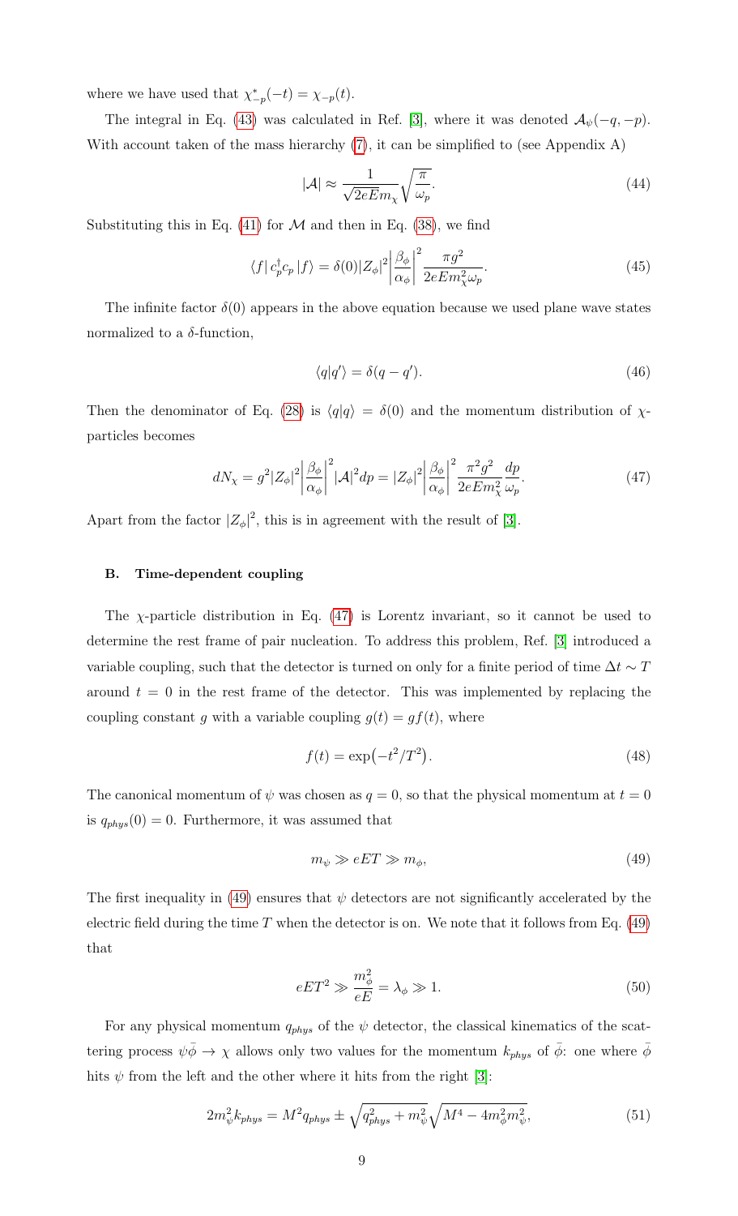where we have used that $\chi^*_{-p}(-t) = \chi_{-p}(t)$.

The integral in Eq. (43) was calculated in Ref. [3], where it was denoted $\mathcal{A}_\psi(-q,-p)$. With account taken of the mass hierarchy (7), it can be simplified to (see Appendix A)

$$|\mathcal{A}| \approx \frac{1}{\sqrt{2eE}m_\chi}\sqrt{\frac{\pi}{\omega_p}}. \tag{44}$$

Substituting this in Eq. (41) for $\mathcal{M}$ and then in Eq. (38), we find

$$\langle f|\, c_p^\dagger c_p \,|f\rangle = \delta(0)|Z_\phi|^2\left|\frac{\beta_\phi}{\alpha_\phi}\right|^2 \frac{\pi g^2}{2eEm_\chi^2\omega_p}. \tag{45}$$

The infinite factor $\delta(0)$ appears in the above equation because we used plane wave states normalized to a $\delta$-function,

$$\langle q|q'\rangle = \delta(q-q'). \tag{46}$$

Then the denominator of Eq. (28) is $\langle q|q\rangle = \delta(0)$ and the momentum distribution of $\chi$-particles becomes

$$dN_\chi = g^2|Z_\phi|^2\left|\frac{\beta_\phi}{\alpha_\phi}\right|^2|\mathcal{A}|^2 dp = |Z_\phi|^2\left|\frac{\beta_\phi}{\alpha_\phi}\right|^2\frac{\pi^2 g^2}{2eEm_\chi^2}\frac{dp}{\omega_p}. \tag{47}$$

Apart from the factor $|Z_\phi|^2$, this is in agreement with the result of [3].

### B. Time-dependent coupling

The $\chi$-particle distribution in Eq. (47) is Lorentz invariant, so it cannot be used to determine the rest frame of pair nucleation. To address this problem, Ref. [3] introduced a variable coupling, such that the detector is turned on only for a finite period of time $\Delta t \sim T$ around $t = 0$ in the rest frame of the detector. This was implemented by replacing the coupling constant $g$ with a variable coupling $g(t) = gf(t)$, where

$$f(t) = \exp\left(-t^2/T^2\right). \tag{48}$$

The canonical momentum of $\psi$ was chosen as $q = 0$, so that the physical momentum at $t = 0$ is $q_{phys}(0) = 0$. Furthermore, it was assumed that

$$m_\psi \gg eET \gg m_\phi, \tag{49}$$

The first inequality in (49) ensures that $\psi$ detectors are not significantly accelerated by the electric field during the time $T$ when the detector is on. We note that it follows from Eq. (49) that

$$eET^2 \gg \frac{m_\phi^2}{eE} = \lambda_\phi \gg 1. \tag{50}$$

For any physical momentum $q_{phys}$ of the $\psi$ detector, the classical kinematics of the scattering process $\psi\bar{\phi} \to \chi$ allows only two values for the momentum $k_{phys}$ of $\bar{\phi}$: one where $\bar{\phi}$ hits $\psi$ from the left and the other where it hits from the right [3]:

$$2m_\psi^2 k_{phys} = M^2 q_{phys} \pm \sqrt{q_{phys}^2 + m_\psi^2}\sqrt{M^4 - 4m_\phi^2 m_\psi^2}, \tag{51}$$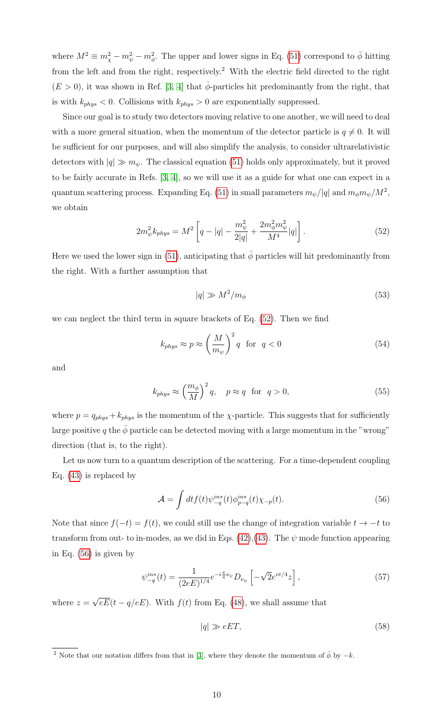where $M^2 \equiv m_\chi^2 - m_\psi^2 - m_\phi^2$. The upper and lower signs in Eq. (51) correspond to $\bar{\phi}$ hitting from the left and from the right, respectively.[2] With the electric field directed to the right ($E > 0$), it was shown in Ref. [3, 4] that $\bar{\phi}$-particles hit predominantly from the right, that is with $k_{phys} < 0$. Collisions with $k_{phys} > 0$ are exponentially suppressed.

Since our goal is to study two detectors moving relative to one another, we will need to deal with a more general situation, when the momentum of the detector particle is $q \neq 0$. It will be sufficient for our purposes, and will also simplify the analysis, to consider ultrarelativistic detectors with $|q| \gg m_\psi$. The classical equation (51) holds only approximately, but it proved to be fairly accurate in Refs. [3, 4], so we will use it as a guide for what one can expect in a quantum scattering process. Expanding Eq. (51) in small parameters $m_\psi/|q|$ and $m_\phi m_\psi/M^2$, we obtain

$$2m_\psi^2 k_{phys} = M^2 \left[ q - |q| - \frac{m_\psi^2}{2|q|} + \frac{2m_\phi^2 m_\psi^2}{M^4}|q| \right]. \tag{52}$$

Here we used the lower sign in (51), anticipating that $\bar{\phi}$ particles will hit predominantly from the right. With a further assumption that

$$|q| \gg M^2/m_\phi \tag{53}$$

we can neglect the third term in square brackets of Eq. (52). Then we find

$$k_{phys} \approx p \approx \left(\frac{M}{m_\psi}\right)^2 q \quad \text{for} \quad q < 0 \tag{54}$$

and

$$k_{phys} \approx \left(\frac{m_\phi}{M}\right)^2 q, \quad p \approx q \quad \text{for} \quad q > 0, \tag{55}$$

where $p = q_{phys} + k_{phys}$ is the momentum of the $\chi$-particle. This suggests that for sufficiently large positive $q$ the $\bar{\phi}$ particle can be detected moving with a large momentum in the "wrong" direction (that is, to the right).

Let us now turn to a quantum description of the scattering. For a time-dependent coupling Eq. (43) is replaced by

$$\mathcal{A} = \int dt f(t) \psi_{-q}^{in*}(t) \phi_{p-q}^{in*}(t) \chi_{-p}(t). \tag{56}$$

Note that since $f(-t) = f(t)$, we could still use the change of integration variable $t \to -t$ to transform from out- to in-modes, as we did in Eqs. (42),(43). The $\psi$ mode function appearing in Eq. (56) is given by

$$\psi_{-q}^{in*}(t) = \frac{1}{(2eE)^{1/4}} e^{-i\frac{\pi}{4}\nu_\psi} D_{\nu_\psi}\left[ -\sqrt{2} e^{i\pi/4} z \right], \tag{57}$$

where $z = \sqrt{eE}(t - q/eE)$. With $f(t)$ from Eq. (48), we shall assume that

$$|q| \gg eET, \tag{58}$$

[2] Note that our notation differs from that in [3], where they denote the momentum of $\bar{\phi}$ by $-k$.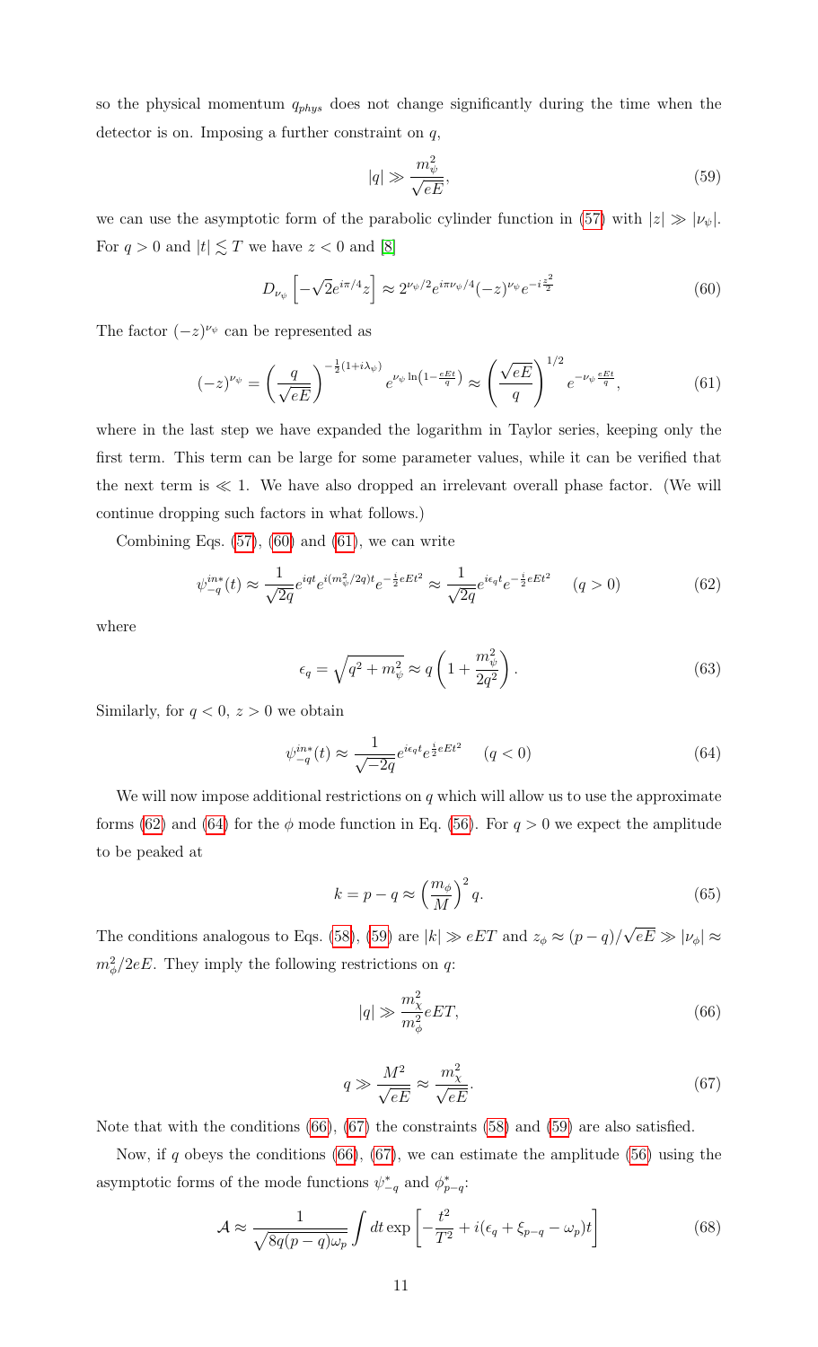so the physical momentum $q_{phys}$ does not change significantly during the time when the detector is on. Imposing a further constraint on $q$,

$$|q| \gg \frac{m_\psi^2}{\sqrt{eE}}, \tag{59}$$

we can use the asymptotic form of the parabolic cylinder function in (57) with $|z| \gg |\nu_\psi|$. For $q > 0$ and $|t| \lesssim T$ we have $z < 0$ and [8]

$$D_{\nu_\psi}\left[-\sqrt{2}e^{i\pi/4}z\right] \approx 2^{\nu_\psi/2}e^{i\pi\nu_\psi/4}(-z)^{\nu_\psi}e^{-i\frac{z^2}{2}} \tag{60}$$

The factor $(-z)^{\nu_\psi}$ can be represented as

$$(-z)^{\nu_\psi} = \left(\frac{q}{\sqrt{eE}}\right)^{-\frac{1}{2}(1+i\lambda_\psi)} e^{\nu_\psi \ln\left(1-\frac{eEt}{q}\right)} \approx \left(\frac{\sqrt{eE}}{q}\right)^{1/2} e^{-\nu_\psi\frac{eEt}{q}}, \tag{61}$$

where in the last step we have expanded the logarithm in Taylor series, keeping only the first term. This term can be large for some parameter values, while it can be verified that the next term is $\ll 1$. We have also dropped an irrelevant overall phase factor. (We will continue dropping such factors in what follows.)

Combining Eqs. (57), (60) and (61), we can write

$$\psi_{-q}^{in*}(t) \approx \frac{1}{\sqrt{2q}}e^{iqt}e^{i(m_\psi^2/2q)t}e^{-\frac{i}{2}eEt^2} \approx \frac{1}{\sqrt{2q}}e^{i\epsilon_q t}e^{-\frac{i}{2}eEt^2} \quad (q>0) \tag{62}$$

where

$$\epsilon_q = \sqrt{q^2+m_\psi^2} \approx q\left(1+\frac{m_\psi^2}{2q^2}\right). \tag{63}$$

Similarly, for $q < 0$, $z > 0$ we obtain

$$\psi_{-q}^{in*}(t) \approx \frac{1}{\sqrt{-2q}}e^{i\epsilon_q t}e^{\frac{i}{2}eEt^2} \quad (q<0) \tag{64}$$

We will now impose additional restrictions on $q$ which will allow us to use the approximate forms (62) and (64) for the $\phi$ mode function in Eq. (56). For $q > 0$ we expect the amplitude to be peaked at

$$k = p - q \approx \left(\frac{m_\phi}{M}\right)^2 q. \tag{65}$$

The conditions analogous to Eqs. (58), (59) are $|k| \gg eET$ and $z_\phi \approx (p-q)/\sqrt{eE} \gg |\nu_\phi| \approx m_\phi^2/2eE$. They imply the following restrictions on $q$:

$$|q| \gg \frac{m_\chi^2}{m_\phi^2}eET, \tag{66}$$

$$q \gg \frac{M^2}{\sqrt{eE}} \approx \frac{m_\chi^2}{\sqrt{eE}}. \tag{67}$$

Note that with the conditions (66), (67) the constraints (58) and (59) are also satisfied.

Now, if $q$ obeys the conditions (66), (67), we can estimate the amplitude (56) using the asymptotic forms of the mode functions $\psi_{-q}^*$ and $\phi_{p-q}^*$:

$$\mathcal{A} \approx \frac{1}{\sqrt{8q(p-q)\omega_p}}\int dt \exp\left[-\frac{t^2}{T^2}+i(\epsilon_q+\xi_{p-q}-\omega_p)t\right] \tag{68}$$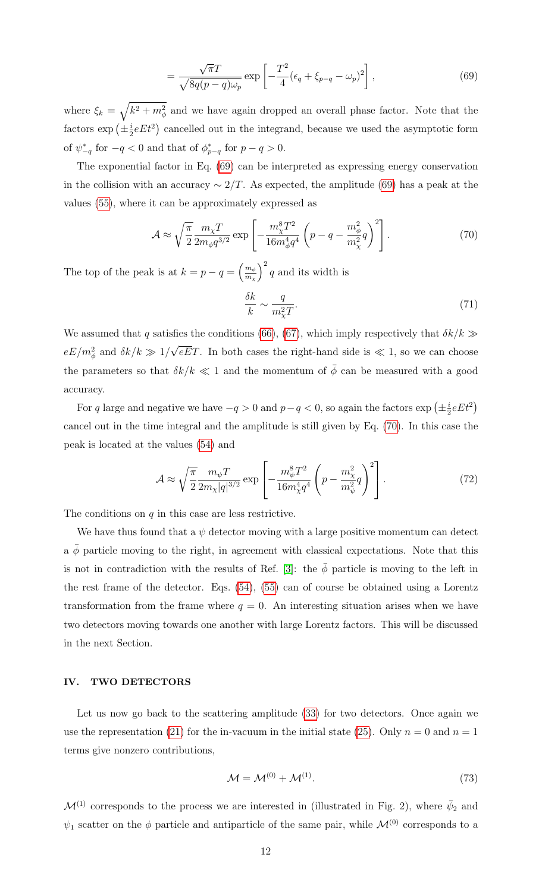$$= \frac{\sqrt{\pi}T}{\sqrt{8q(p-q)\omega_p}} \exp\left[-\frac{T^2}{4}(\epsilon_q + \xi_{p-q} - \omega_p)^2\right], \tag{69}$$

where $\xi_k = \sqrt{k^2 + m_\phi^2}$ and we have again dropped an overall phase factor. Note that the factors $\exp\left(\pm\frac{i}{2}eEt^2\right)$ cancelled out in the integrand, because we used the asymptotic form of $\psi^*_{-q}$ for $-q < 0$ and that of $\phi^*_{p-q}$ for $p - q > 0$.

The exponential factor in Eq. (69) can be interpreted as expressing energy conservation in the collision with an accuracy $\sim 2/T$. As expected, the amplitude (69) has a peak at the values (55), where it can be approximately expressed as

$$\mathcal{A} \approx \sqrt{\frac{\pi}{2}} \frac{m_\chi T}{2m_\phi q^{3/2}} \exp\left[-\frac{m_\chi^8 T^2}{16 m_\phi^4 q^4}\left(p - q - \frac{m_\phi^2}{m_\chi^2} q\right)^2\right]. \tag{70}$$

The top of the peak is at $k = p - q = \left(\frac{m_\phi}{m_\chi}\right)^2 q$ and its width is

$$\frac{\delta k}{k} \sim \frac{q}{m_\chi^2 T}. \tag{71}$$

We assumed that $q$ satisfies the conditions (66), (67), which imply respectively that $\delta k/k \gg eE/m_\phi^2$ and $\delta k/k \gg 1/\sqrt{eE}T$. In both cases the right-hand side is $\ll 1$, so we can choose the parameters so that $\delta k/k \ll 1$ and the momentum of $\bar{\phi}$ can be measured with a good accuracy.

For $q$ large and negative we have $-q > 0$ and $p - q < 0$, so again the factors $\exp\left(\pm\frac{i}{2}eEt^2\right)$ cancel out in the time integral and the amplitude is still given by Eq. (70). In this case the peak is located at the values (54) and

$$\mathcal{A} \approx \sqrt{\frac{\pi}{2}} \frac{m_\psi T}{2m_\chi |q|^{3/2}} \exp\left[-\frac{m_\psi^8 T^2}{16 m_\chi^4 q^4}\left(p - \frac{m_\chi^2}{m_\psi^2} q\right)^2\right]. \tag{72}$$

The conditions on $q$ in this case are less restrictive.

We have thus found that a $\psi$ detector moving with a large positive momentum can detect a $\bar{\phi}$ particle moving to the right, in agreement with classical expectations. Note that this is not in contradiction with the results of Ref. [3]: the $\bar{\phi}$ particle is moving to the left in the rest frame of the detector. Eqs. (54), (55) can of course be obtained using a Lorentz transformation from the frame where $q = 0$. An interesting situation arises when we have two detectors moving towards one another with large Lorentz factors. This will be discussed in the next Section.

## IV. TWO DETECTORS

Let us now go back to the scattering amplitude (33) for two detectors. Once again we use the representation (21) for the in-vacuum in the initial state (25). Only $n = 0$ and $n = 1$ terms give nonzero contributions,

$$\mathcal{M} = \mathcal{M}^{(0)} + \mathcal{M}^{(1)}. \tag{73}$$

$\mathcal{M}^{(1)}$ corresponds to the process we are interested in (illustrated in Fig. 2), where $\bar{\psi}_2$ and $\psi_1$ scatter on the $\phi$ particle and antiparticle of the same pair, while $\mathcal{M}^{(0)}$ corresponds to a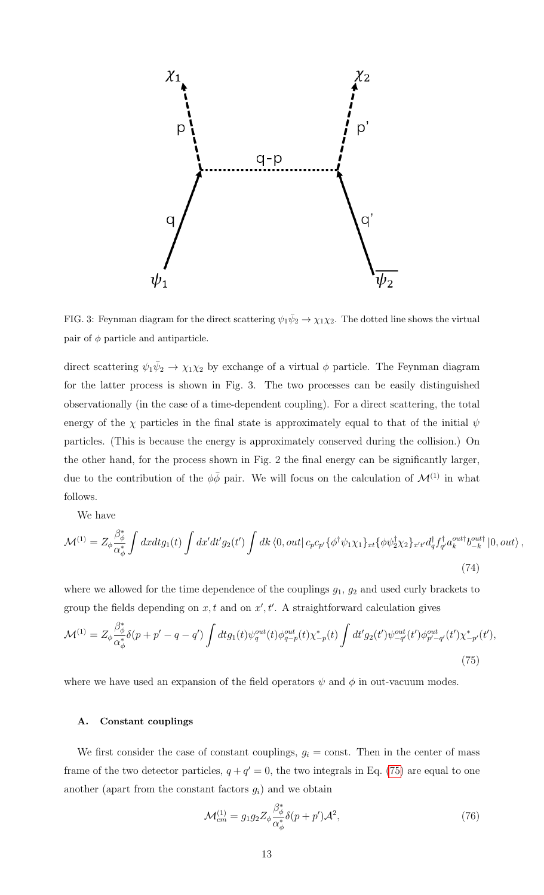FIG. 3: Feynman diagram for the direct scattering $\psi_1\bar{\psi}_2 \to \chi_1\chi_2$. The dotted line shows the virtual pair of $\phi$ particle and antiparticle.

direct scattering $\psi_1\bar{\psi}_2 \to \chi_1\chi_2$ by exchange of a virtual $\phi$ particle. The Feynman diagram for the latter process is shown in Fig. 3. The two processes can be easily distinguished observationally (in the case of a time-dependent coupling). For a direct scattering, the total energy of the $\chi$ particles in the final state is approximately equal to that of the initial $\psi$ particles. (This is because the energy is approximately conserved during the collision.) On the other hand, for the process shown in Fig. 2 the final energy can be significantly larger, due to the contribution of the $\phi\bar{\phi}$ pair. We will focus on the calculation of $\mathcal{M}^{(1)}$ in what follows.

We have

$$\mathcal{M}^{(1)} = Z_\phi \frac{\beta_\phi^*}{\alpha_\phi^*} \int dx dt g_1(t) \int dx' dt' g_2(t') \int dk \, \langle 0, out| \, c_p c_{p'} \{\phi^\dagger \psi_1 \chi_1\}_{xt} \{\phi \psi_2^\dagger \chi_2\}_{x't'} d_q^\dagger f_{q'}^\dagger a_k^{out\dagger} b_{-k}^{out\dagger} \, |0, out\rangle \,, \tag{74}$$

where we allowed for the time dependence of the couplings $g_1$, $g_2$ and used curly brackets to group the fields depending on $x, t$ and on $x', t'$. A straightforward calculation gives

$$\mathcal{M}^{(1)} = Z_\phi \frac{\beta_\phi^*}{\alpha_\phi^*} \delta(p + p' - q - q') \int dt g_1(t) \psi_q^{out}(t) \phi_{q-p}^{out}(t) \chi_{-p}^*(t) \int dt' g_2(t') \psi_{-q'}^{out}(t') \phi_{p'-q'}^{out}(t') \chi_{-p'}^*(t'), \tag{75}$$

where we have used an expansion of the field operators $\psi$ and $\phi$ in out-vacuum modes.

### A. Constant couplings

We first consider the case of constant couplings, $g_i = \text{const}$. Then in the center of mass frame of the two detector particles, $q + q' = 0$, the two integrals in Eq. (75) are equal to one another (apart from the constant factors $g_i$) and we obtain

$$\mathcal{M}_{cm}^{(1)} = g_1 g_2 Z_\phi \frac{\beta_\phi^*}{\alpha_\phi^*} \delta(p + p') \mathcal{A}^2, \tag{76}$$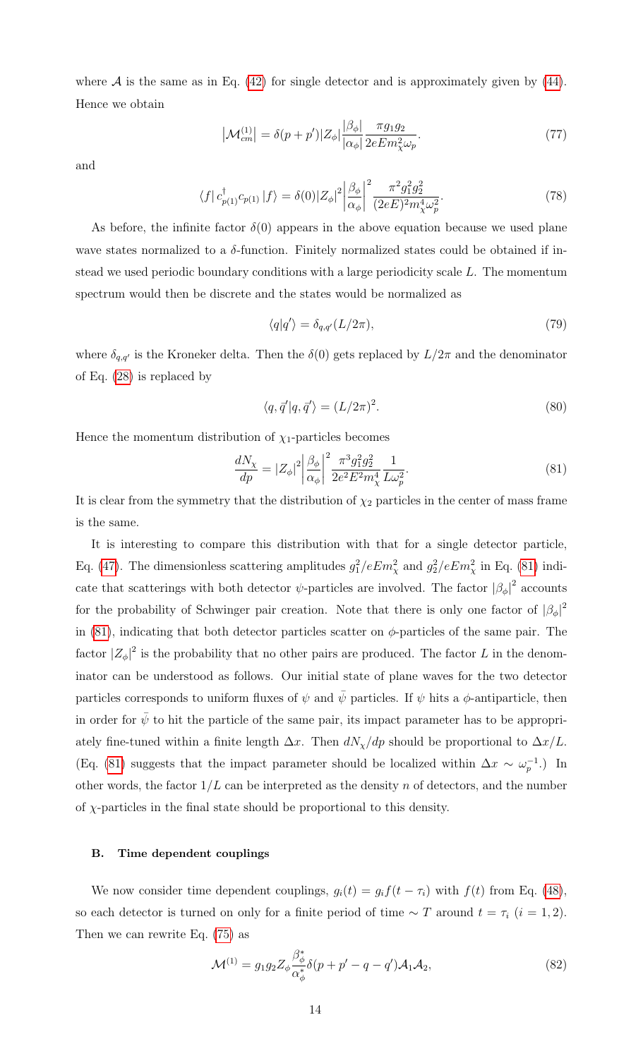where $\mathcal{A}$ is the same as in Eq. (42) for single detector and is approximately given by (44). Hence we obtain

$$\left|\mathcal{M}^{(1)}_{cm}\right| = \delta(p+p')|Z_\phi|\frac{|\beta_\phi|}{|\alpha_\phi|}\frac{\pi g_1 g_2}{2eEm_\chi^2\omega_p}. \tag{77}$$

and

$$\langle f|\, c^\dagger_{p(1)} c_{p(1)}\, |f\rangle = \delta(0)|Z_\phi|^2\left|\frac{\beta_\phi}{\alpha_\phi}\right|^2\frac{\pi^2 g_1^2 g_2^2}{(2eE)^2 m_\chi^4\omega_p^2}. \tag{78}$$

As before, the infinite factor $\delta(0)$ appears in the above equation because we used plane wave states normalized to a $\delta$-function. Finitely normalized states could be obtained if instead we used periodic boundary conditions with a large periodicity scale $L$. The momentum spectrum would then be discrete and the states would be normalized as

$$\langle q|q'\rangle = \delta_{q,q'}(L/2\pi), \tag{79}$$

where $\delta_{q,q'}$ is the Kroneker delta. Then the $\delta(0)$ gets replaced by $L/2\pi$ and the denominator of Eq. (28) is replaced by

$$\langle q,\vec{q}'|q,\vec{q}'\rangle = (L/2\pi)^2. \tag{80}$$

Hence the momentum distribution of $\chi_1$-particles becomes

$$\frac{dN_\chi}{dp} = |Z_\phi|^2\left|\frac{\beta_\phi}{\alpha_\phi}\right|^2\frac{\pi^3 g_1^2 g_2^2}{2e^2E^2m_\chi^4}\frac{1}{L\omega_p^2}. \tag{81}$$

It is clear from the symmetry that the distribution of $\chi_2$ particles in the center of mass frame is the same.

It is interesting to compare this distribution with that for a single detector particle, Eq. (47). The dimensionless scattering amplitudes $g_1^2/eEm_\chi^2$ and $g_2^2/eEm_\chi^2$ in Eq. (81) indicate that scatterings with both detector $\psi$-particles are involved. The factor $|\beta_\phi|^2$ accounts for the probability of Schwinger pair creation. Note that there is only one factor of $|\beta_\phi|^2$ in (81), indicating that both detector particles scatter on $\phi$-particles of the same pair. The factor $|Z_\phi|^2$ is the probability that no other pairs are produced. The factor $L$ in the denominator can be understood as follows. Our initial state of plane waves for the two detector particles corresponds to uniform fluxes of $\psi$ and $\bar{\psi}$ particles. If $\psi$ hits a $\phi$-antiparticle, then in order for $\bar{\psi}$ to hit the particle of the same pair, its impact parameter has to be appropriately fine-tuned within a finite length $\Delta x$. Then $dN_\chi/dp$ should be proportional to $\Delta x/L$. (Eq. (81) suggests that the impact parameter should be localized within $\Delta x \sim \omega_p^{-1}$.) In other words, the factor $1/L$ can be interpreted as the density $n$ of detectors, and the number of $\chi$-particles in the final state should be proportional to this density.

### B. Time dependent couplings

We now consider time dependent couplings, $g_i(t) = g_i f(t-\tau_i)$ with $f(t)$ from Eq. (48), so each detector is turned on only for a finite period of time $\sim T$ around $t = \tau_i$ $(i = 1,2)$. Then we can rewrite Eq. (75) as

$$\mathcal{M}^{(1)} = g_1 g_2 Z_\phi \frac{\beta^*_\phi}{\alpha^*_\phi}\delta(p+p'-q-q')\mathcal{A}_1\mathcal{A}_2, \tag{82}$$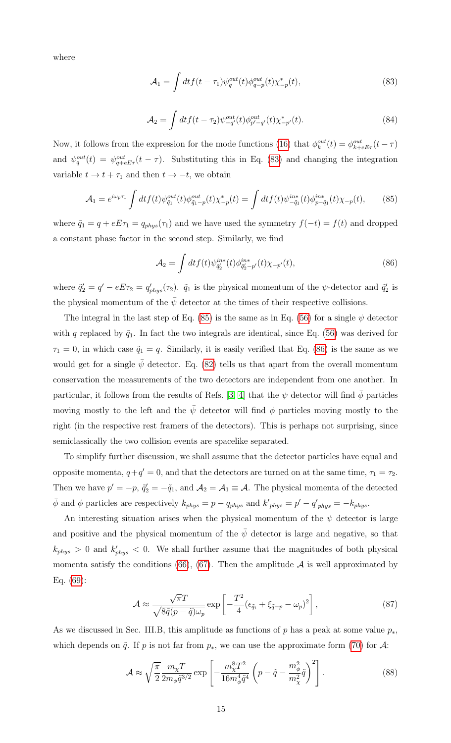where

$$\mathcal{A}_1 = \int dt f(t-\tau_1)\psi_q^{out}(t)\phi_{q-p}^{out}(t)\chi_{-p}^*(t), \tag{83}$$

$$\mathcal{A}_2 = \int dt f(t-\tau_2)\psi_{-q'}^{out}(t)\phi_{p'-q'}^{out}(t)\chi_{-p'}^*(t). \tag{84}$$

Now, it follows from the expression for the mode functions (16) that $\phi_k^{out}(t) = \phi_{k+eE\tau}^{out}(t-\tau)$ and $\psi_q^{out}(t) = \psi_{q+eE\tau}^{out}(t-\tau)$. Substituting this in Eq. (83) and changing the integration variable $t \to t + \tau_1$ and then $t \to -t$, we obtain

$$\mathcal{A}_1 = e^{i\omega_p\tau_1}\int dt f(t)\psi_{\tilde{q}_1}^{out}(t)\phi_{\tilde{q}_1-p}^{out}(t)\chi_{-p}^*(t) = \int dt f(t)\psi_{-\tilde{q}_1}^{in*}(t)\phi_{p-\tilde{q}_1}^{in*}(t)\chi_{-p}(t), \tag{85}$$

where $\tilde{q}_1 = q + eE\tau_1 = q_{phys}(\tau_1)$ and we have used the symmetry $f(-t) = f(t)$ and dropped a constant phase factor in the second step. Similarly, we find

$$\mathcal{A}_2 = \int dt f(t)\psi_{\tilde{q}_2'}^{in*}(t)\phi_{\tilde{q}_2'-p'}^{in*}(t)\chi_{-p'}(t), \tag{86}$$

where $\tilde{q}_2' = q' - eE\tau_2 = q'_{phys}(\tau_2)$. $\tilde{q}_1$ is the physical momentum of the $\psi$-detector and $\tilde{q}_2'$ is the physical momentum of the $\bar{\psi}$ detector at the times of their respective collisions.

The integral in the last step of Eq. (85) is the same as in Eq. (56) for a single $\psi$ detector with $q$ replaced by $\tilde{q}_1$. In fact the two integrals are identical, since Eq. (56) was derived for $\tau_1 = 0$, in which case $\tilde{q}_1 = q$. Similarly, it is easily verified that Eq. (86) is the same as we would get for a single $\bar{\psi}$ detector. Eq. (82) tells us that apart from the overall momentum conservation the measurements of the two detectors are independent from one another. In particular, it follows from the results of Refs. [3, 4] that the $\psi$ detector will find $\bar{\phi}$ particles moving mostly to the left and the $\bar{\psi}$ detector will find $\phi$ particles moving mostly to the right (in the respective rest framers of the detectors). This is perhaps not surprising, since semiclassically the two collision events are spacelike separated.

To simplify further discussion, we shall assume that the detector particles have equal and opposite momenta, $q+q' = 0$, and that the detectors are turned on at the same time, $\tau_1 = \tau_2$. Then we have $p' = -p$, $\tilde{q}_2' = -\tilde{q}_1$, and $\mathcal{A}_2 = \mathcal{A}_1 \equiv \mathcal{A}$. The physical momenta of the detected $\bar{\phi}$ and $\phi$ particles are respectively $k_{phys} = p - q_{phys}$ and $k'_{phys} = p' - q'_{phys} = -k_{phys}$.

An interesting situation arises when the physical momentum of the $\psi$ detector is large and positive and the physical momentum of the $\bar{\psi}$ detector is large and negative, so that $k_{phys} > 0$ and $k'_{phys} < 0$. We shall further assume that the magnitudes of both physical momenta satisfy the conditions (66), (67). Then the amplitude $\mathcal{A}$ is well approximated by Eq. (69):

$$\mathcal{A} \approx \frac{\sqrt{\pi}T}{\sqrt{8\tilde{q}(p-\tilde{q})\omega_p}}\exp\left[-\frac{T^2}{4}(\epsilon_{\tilde{q}_i} + \xi_{\tilde{q}-p} - \omega_p)^2\right], \tag{87}$$

As we discussed in Sec. III.B, this amplitude as functions of $p$ has a peak at some value $p_*$, which depends on $\tilde{q}$. If $p$ is not far from $p_*$, we can use the approximate form (70) for $\mathcal{A}$:

$$\mathcal{A} \approx \sqrt{\frac{\pi}{2}}\frac{m_\chi T}{2m_\phi\tilde{q}^{3/2}}\exp\left[-\frac{m_\chi^8 T^2}{16 m_\phi^4\tilde{q}^4}\left(p - \tilde{q} - \frac{m_\phi^2}{m_\chi^2}\tilde{q}\right)^2\right]. \tag{88}$$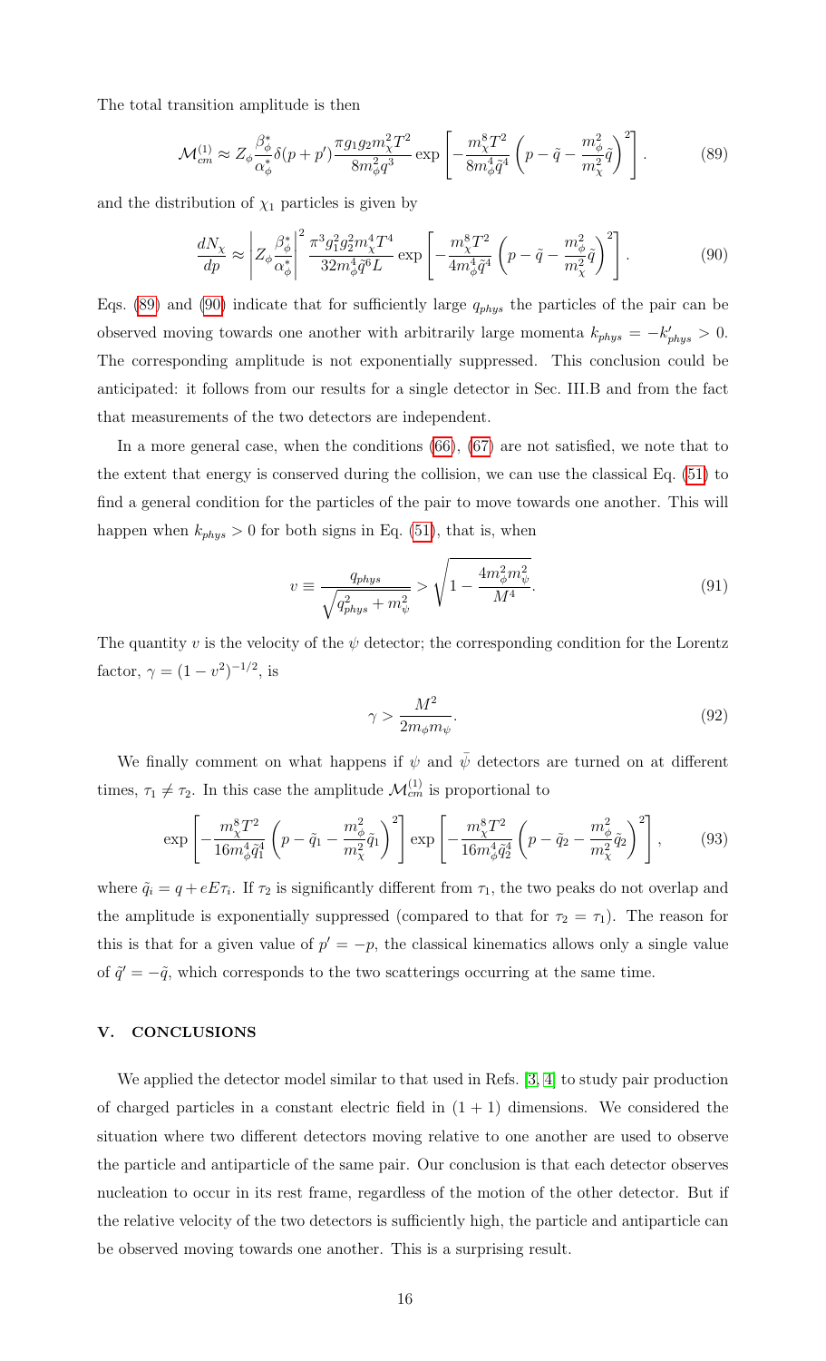The total transition amplitude is then

$$\mathcal{M}_{cm}^{(1)} \approx Z_\phi \frac{\beta_\phi^*}{\alpha_\phi^*} \delta(p+p') \frac{\pi g_1 g_2 m_\chi^2 T^2}{8 m_\phi^2 q^3} \exp\left[ -\frac{m_\chi^8 T^2}{8 m_\phi^4 \tilde{q}^4} \left( p - \tilde{q} - \frac{m_\phi^2}{m_\chi^2} \tilde{q} \right)^2 \right]. \tag{89}$$

and the distribution of $\chi_1$ particles is given by

$$\frac{dN_\chi}{dp} \approx \left| Z_\phi \frac{\beta_\phi^*}{\alpha_\phi^*} \right|^2 \frac{\pi^3 g_1^2 g_2^2 m_\chi^4 T^4}{32 m_\phi^4 \tilde{q}^6 L} \exp\left[ -\frac{m_\chi^8 T^2}{4 m_\phi^4 \tilde{q}^4} \left( p - \tilde{q} - \frac{m_\phi^2}{m_\chi^2} \tilde{q} \right)^2 \right]. \tag{90}$$

Eqs. (89) and (90) indicate that for sufficiently large $q_{phys}$ the particles of the pair can be observed moving towards one another with arbitrarily large momenta $k_{phys} = -k'_{phys} > 0$. The corresponding amplitude is not exponentially suppressed. This conclusion could be anticipated: it follows from our results for a single detector in Sec. III.B and from the fact that measurements of the two detectors are independent.

In a more general case, when the conditions (66), (67) are not satisfied, we note that to the extent that energy is conserved during the collision, we can use the classical Eq. (51) to find a general condition for the particles of the pair to move towards one another. This will happen when $k_{phys} > 0$ for both signs in Eq. (51), that is, when

$$v \equiv \frac{q_{phys}}{\sqrt{q_{phys}^2 + m_\psi^2}} > \sqrt{1 - \frac{4 m_\phi^2 m_\psi^2}{M^4}}. \tag{91}$$

The quantity $v$ is the velocity of the $\psi$ detector; the corresponding condition for the Lorentz factor, $\gamma = (1-v^2)^{-1/2}$, is

$$\gamma > \frac{M^2}{2 m_\phi m_\psi}. \tag{92}$$

We finally comment on what happens if $\psi$ and $\bar{\psi}$ detectors are turned on at different times, $\tau_1 \neq \tau_2$. In this case the amplitude $\mathcal{M}_{cm}^{(1)}$ is proportional to

$$\exp\left[ -\frac{m_\chi^8 T^2}{16 m_\phi^4 \tilde{q}_1^4} \left( p - \tilde{q}_1 - \frac{m_\phi^2}{m_\chi^2} \tilde{q}_1 \right)^2 \right] \exp\left[ -\frac{m_\chi^8 T^2}{16 m_\phi^4 \tilde{q}_2^4} \left( p - \tilde{q}_2 - \frac{m_\phi^2}{m_\chi^2} \tilde{q}_2 \right)^2 \right], \tag{93}$$

where $\tilde{q}_i = q + eE\tau_i$. If $\tau_2$ is significantly different from $\tau_1$, the two peaks do not overlap and the amplitude is exponentially suppressed (compared to that for $\tau_2 = \tau_1$). The reason for this is that for a given value of $p' = -p$, the classical kinematics allows only a single value of $\tilde{q}' = -\tilde{q}$, which corresponds to the two scatterings occurring at the same time.

## V. CONCLUSIONS

We applied the detector model similar to that used in Refs. [3, 4] to study pair production of charged particles in a constant electric field in $(1+1)$ dimensions. We considered the situation where two different detectors moving relative to one another are used to observe the particle and antiparticle of the same pair. Our conclusion is that each detector observes nucleation to occur in its rest frame, regardless of the motion of the other detector. But if the relative velocity of the two detectors is sufficiently high, the particle and antiparticle can be observed moving towards one another. This is a surprising result.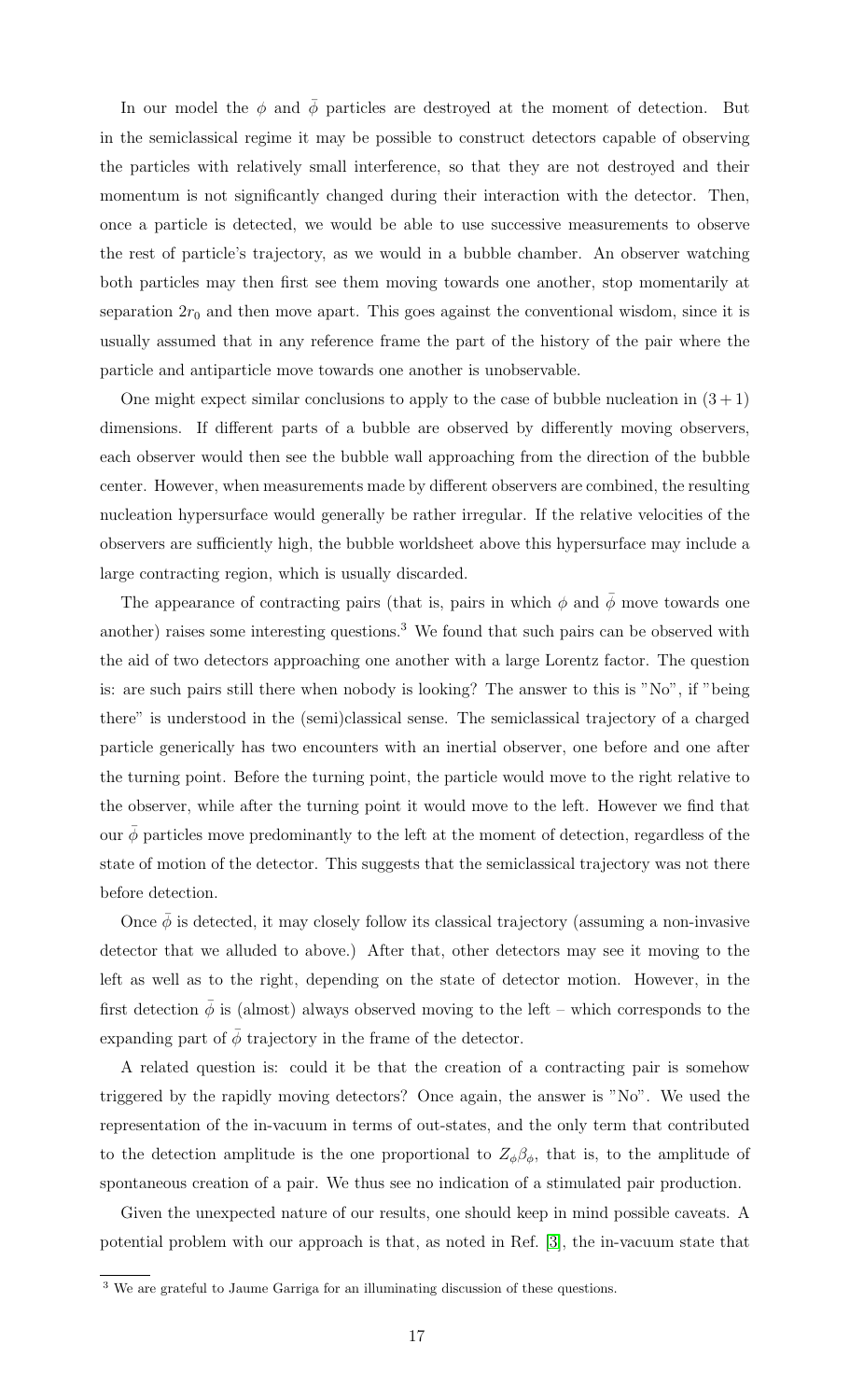In our model the $\phi$ and $\bar{\phi}$ particles are destroyed at the moment of detection. But in the semiclassical regime it may be possible to construct detectors capable of observing the particles with relatively small interference, so that they are not destroyed and their momentum is not significantly changed during their interaction with the detector. Then, once a particle is detected, we would be able to use successive measurements to observe the rest of particle's trajectory, as we would in a bubble chamber. An observer watching both particles may then first see them moving towards one another, stop momentarily at separation $2r_0$ and then move apart. This goes against the conventional wisdom, since it is usually assumed that in any reference frame the part of the history of the pair where the particle and antiparticle move towards one another is unobservable.

One might expect similar conclusions to apply to the case of bubble nucleation in $(3+1)$ dimensions. If different parts of a bubble are observed by differently moving observers, each observer would then see the bubble wall approaching from the direction of the bubble center. However, when measurements made by different observers are combined, the resulting nucleation hypersurface would generally be rather irregular. If the relative velocities of the observers are sufficiently high, the bubble worldsheet above this hypersurface may include a large contracting region, which is usually discarded.

The appearance of contracting pairs (that is, pairs in which $\phi$ and $\bar{\phi}$ move towards one another) raises some interesting questions.[3] We found that such pairs can be observed with the aid of two detectors approaching one another with a large Lorentz factor. The question is: are such pairs still there when nobody is looking? The answer to this is "No", if "being there" is understood in the (semi)classical sense. The semiclassical trajectory of a charged particle generically has two encounters with an inertial observer, one before and one after the turning point. Before the turning point, the particle would move to the right relative to the observer, while after the turning point it would move to the left. However we find that our $\bar{\phi}$ particles move predominantly to the left at the moment of detection, regardless of the state of motion of the detector. This suggests that the semiclassical trajectory was not there before detection.

Once $\bar{\phi}$ is detected, it may closely follow its classical trajectory (assuming a non-invasive detector that we alluded to above.) After that, other detectors may see it moving to the left as well as to the right, depending on the state of detector motion. However, in the first detection $\bar{\phi}$ is (almost) always observed moving to the left – which corresponds to the expanding part of $\bar{\phi}$ trajectory in the frame of the detector.

A related question is: could it be that the creation of a contracting pair is somehow triggered by the rapidly moving detectors? Once again, the answer is "No". We used the representation of the in-vacuum in terms of out-states, and the only term that contributed to the detection amplitude is the one proportional to $Z_\phi \beta_\phi$, that is, to the amplitude of spontaneous creation of a pair. We thus see no indication of a stimulated pair production.

Given the unexpected nature of our results, one should keep in mind possible caveats. A potential problem with our approach is that, as noted in Ref. [3], the in-vacuum state that

---

[3] We are grateful to Jaume Garriga for an illuminating discussion of these questions.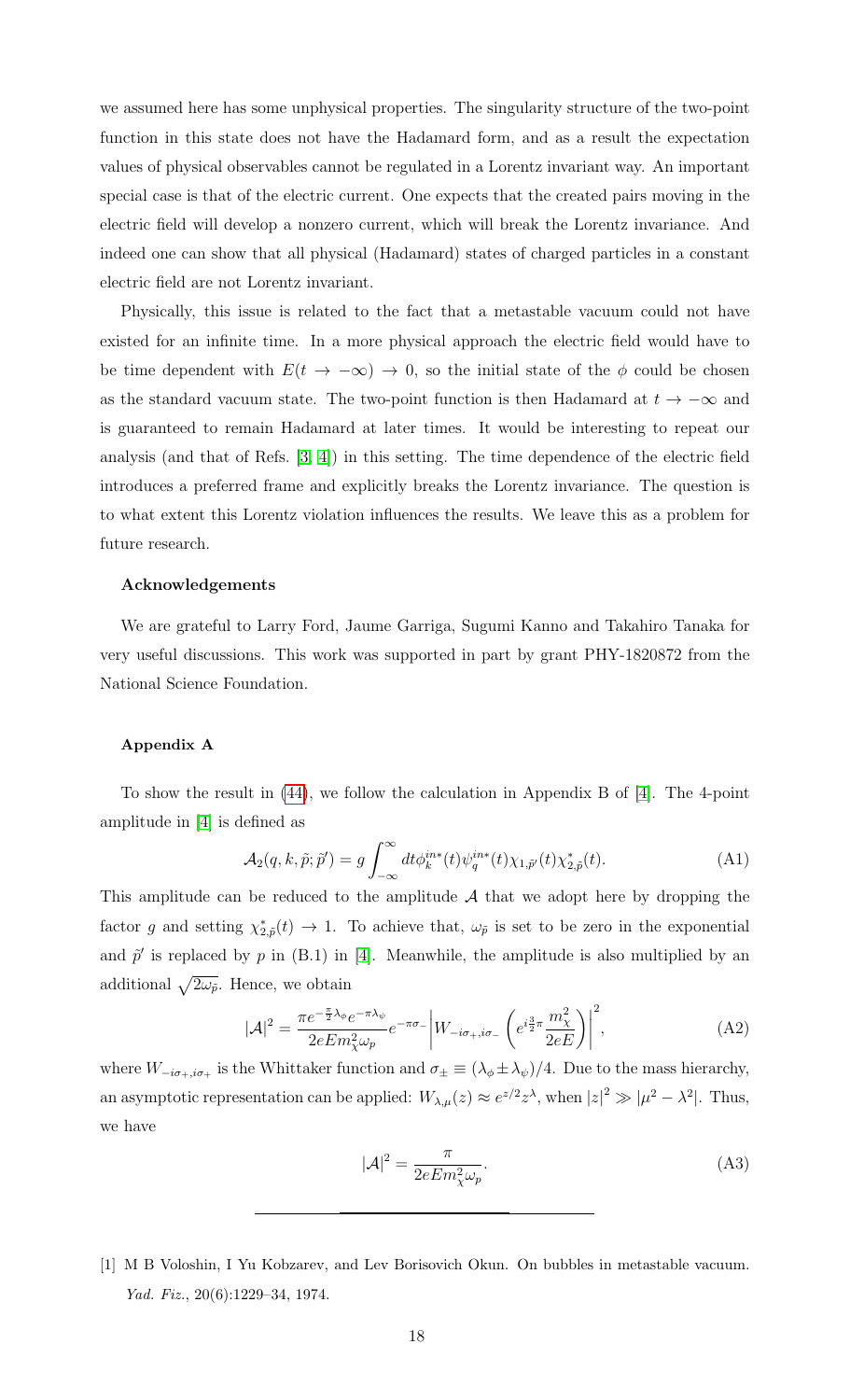we assumed here has some unphysical properties. The singularity structure of the two-point function in this state does not have the Hadamard form, and as a result the expectation values of physical observables cannot be regulated in a Lorentz invariant way. An important special case is that of the electric current. One expects that the created pairs moving in the electric field will develop a nonzero current, which will break the Lorentz invariance. And indeed one can show that all physical (Hadamard) states of charged particles in a constant electric field are not Lorentz invariant.

Physically, this issue is related to the fact that a metastable vacuum could not have existed for an infinite time. In a more physical approach the electric field would have to be time dependent with $E(t \to -\infty) \to 0$, so the initial state of the $\phi$ could be chosen as the standard vacuum state. The two-point function is then Hadamard at $t \to -\infty$ and is guaranteed to remain Hadamard at later times. It would be interesting to repeat our analysis (and that of Refs. [3, 4]) in this setting. The time dependence of the electric field introduces a preferred frame and explicitly breaks the Lorentz invariance. The question is to what extent this Lorentz violation influences the results. We leave this as a problem for future research.

#### Acknowledgements

We are grateful to Larry Ford, Jaume Garriga, Sugumi Kanno and Takahiro Tanaka for very useful discussions. This work was supported in part by grant PHY-1820872 from the National Science Foundation.

#### Appendix A

To show the result in (44), we follow the calculation in Appendix B of [4]. The 4-point amplitude in [4] is defined as

$$\mathcal{A}_2(q,k,\tilde{p};\tilde{p}') = g\int_{-\infty}^{\infty} dt \phi_k^{in*}(t)\psi_q^{in*}(t)\chi_{1,\tilde{p}'}(t)\chi_{2,\tilde{p}}^*(t). \tag{A1}$$

This amplitude can be reduced to the amplitude $\mathcal{A}$ that we adopt here by dropping the factor $g$ and setting $\chi_{2,\tilde{p}}^*(t) \to 1$. To achieve that, $\omega_{\tilde{p}}$ is set to be zero in the exponential and $\tilde{p}'$ is replaced by $p$ in (B.1) in [4]. Meanwhile, the amplitude is also multiplied by an additional $\sqrt{2\omega_{\tilde{p}}}$. Hence, we obtain

$$|\mathcal{A}|^2 = \frac{\pi e^{-\frac{\pi}{2}\lambda_\phi}e^{-\pi\lambda_\psi}}{2eEm_\chi^2\omega_p}e^{-\pi\sigma_-}\left|W_{-i\sigma_+,i\sigma_-}\left(e^{i\frac{3}{2}\pi}\frac{m_\chi^2}{2eE}\right)\right|^2, \tag{A2}$$

where $W_{-i\sigma_+,i\sigma_+}$ is the Whittaker function and $\sigma_\pm \equiv (\lambda_\phi \pm \lambda_\psi)/4$. Due to the mass hierarchy, an asymptotic representation can be applied: $W_{\lambda,\mu}(z) \approx e^{z/2}z^\lambda$, when $|z|^2 \gg |\mu^2 - \lambda^2|$. Thus, we have

$$|\mathcal{A}|^2 = \frac{\pi}{2eEm_\chi^2\omega_p}. \tag{A3}$$

---

[1] M B Voloshin, I Yu Kobzarev, and Lev Borisovich Okun. On bubbles in metastable vacuum. *Yad. Fiz.*, 20(6):1229–34, 1974.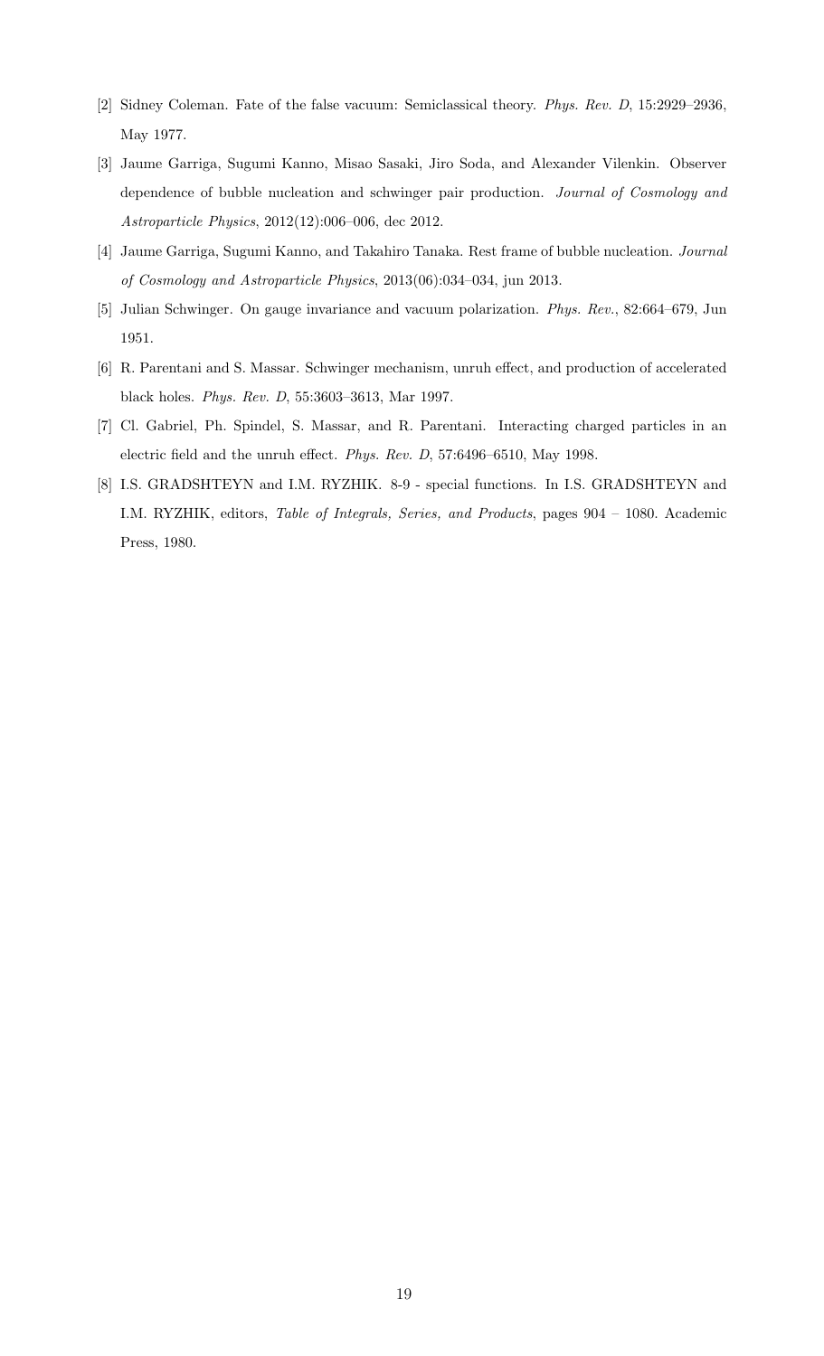[2] Sidney Coleman. Fate of the false vacuum: Semiclassical theory. *Phys. Rev. D*, 15:2929–2936, May 1977.

[3] Jaume Garriga, Sugumi Kanno, Misao Sasaki, Jiro Soda, and Alexander Vilenkin. Observer dependence of bubble nucleation and schwinger pair production. *Journal of Cosmology and Astroparticle Physics*, 2012(12):006–006, dec 2012.

[4] Jaume Garriga, Sugumi Kanno, and Takahiro Tanaka. Rest frame of bubble nucleation. *Journal of Cosmology and Astroparticle Physics*, 2013(06):034–034, jun 2013.

[5] Julian Schwinger. On gauge invariance and vacuum polarization. *Phys. Rev.*, 82:664–679, Jun 1951.

[6] R. Parentani and S. Massar. Schwinger mechanism, unruh effect, and production of accelerated black holes. *Phys. Rev. D*, 55:3603–3613, Mar 1997.

[7] Cl. Gabriel, Ph. Spindel, S. Massar, and R. Parentani. Interacting charged particles in an electric field and the unruh effect. *Phys. Rev. D*, 57:6496–6510, May 1998.

[8] I.S. GRADSHTEYN and I.M. RYZHIK. 8-9 - special functions. In I.S. GRADSHTEYN and I.M. RYZHIK, editors, *Table of Integrals, Series, and Products*, pages 904 – 1080. Academic Press, 1980.